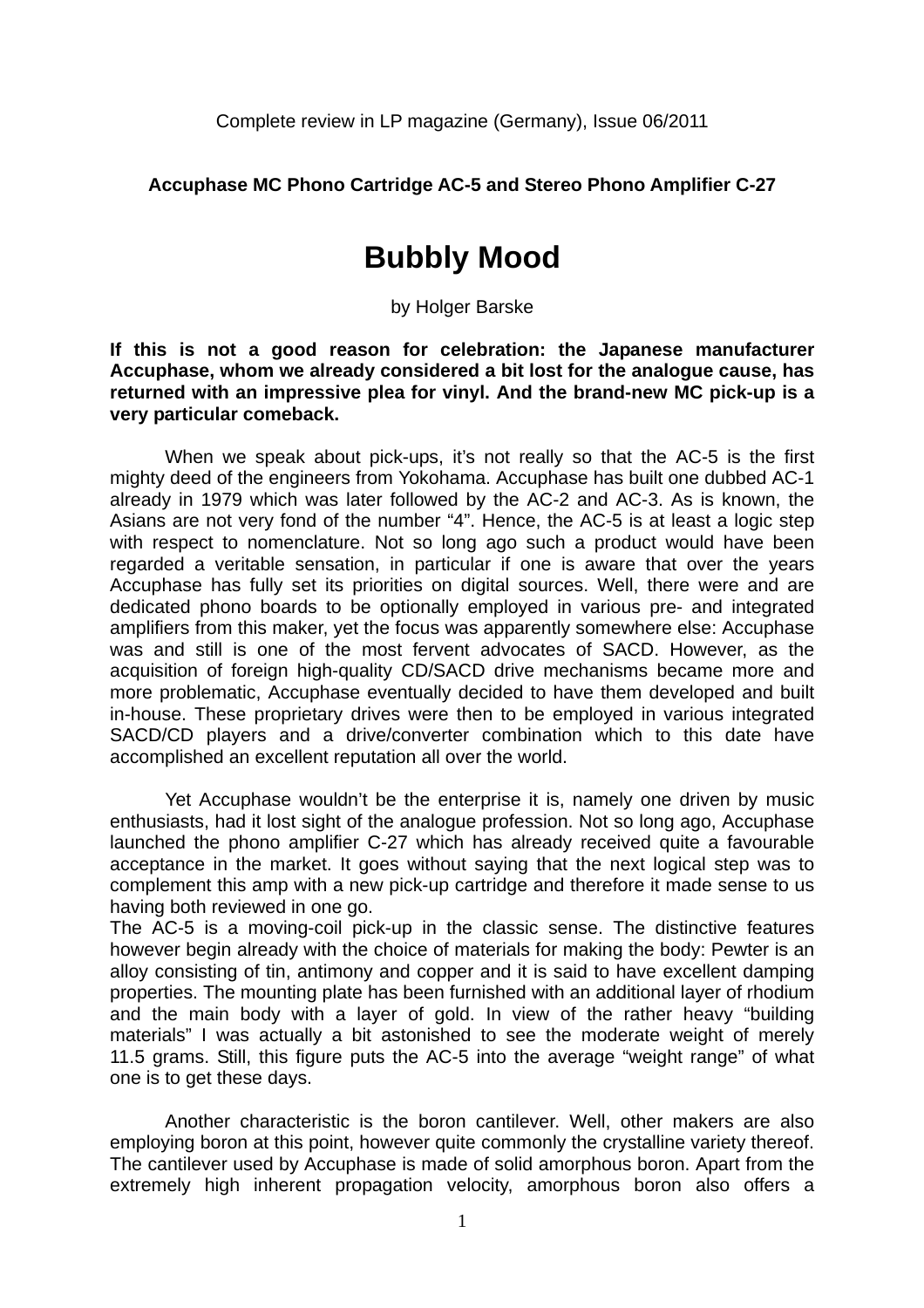Complete review in LP magazine (Germany), Issue 06/2011

**Accuphase MC Phono Cartridge AC-5 and Stereo Phono Amplifier C-27**

# Bubbly Mood

by Holger Barske

**If this is not a good reason for celebration: the Japanese manufacturer Accuphase, whom we already considered a bit lost for the analogue cause, has returned with an impressive plea for vinyl. And the brand-new MC pick-up is a very particular comeback.**

When we speak about pick-ups, it's not really so that the AC-5 is the first mighty deed of the engineers from Yokohama. Accuphase has built one dubbed AC-1 already in 1979 which was later followed by the AC-2 and AC-3. As is known, the Asians are not very fond of the number "4". Hence, the AC-5 is at least a logic step with respect to nomenclature. Not so long ago such a product would have been regarded a veritable sensation, in particular if one is aware that over the years Accuphase has fully set its priorities on digital sources. Well, there were and are dedicated phono boards to be optionally employed in various pre- and integrated amplifiers from this maker, yet the focus was apparently somewhere else: Accuphase was and still is one of the most fervent advocates of SACD. However, as the acquisition of foreign high-quality CD/SACD drive mechanisms became more and more problematic, Accuphase eventually decided to have them developed and built in-house. These proprietary drives were then to be employed in various integrated SACD/CD players and a drive/converter combination which to this date have accomplished an excellent reputation all over the world.

Yet Accuphase wouldn't be the enterprise it is, namely one driven by music enthusiasts, had it lost sight of the analogue profession. Not so long ago, Accuphase launched the phono amplifier C-27 which has already received quite a favourable acceptance in the market. It goes without saying that the next logical step was to complement this amp with a new pick-up cartridge and therefore it made sense to us having both reviewed in one go.

The AC-5 is a moving-coil pick-up in the classic sense. The distinctive features however begin already with the choice of materials for making the body: Pewter is an alloy consisting of tin, antimony and copper and it is said to have excellent damping properties. The mounting plate has been furnished with an additional layer of rhodium and the main body with a layer of gold. In view of the rather heavy "building materials" I was actually a bit astonished to see the moderate weight of merely 11.5 grams. Still, this figure puts the AC-5 into the average "weight range" of what one is to get these days.

Another characteristic is the boron cantilever. Well, other makers are also employing boron at this point, however quite commonly the crystalline variety thereof. The cantilever used by Accuphase is made of solid amorphous boron. Apart from the extremely high inherent propagation velocity, amorphous boron also offers a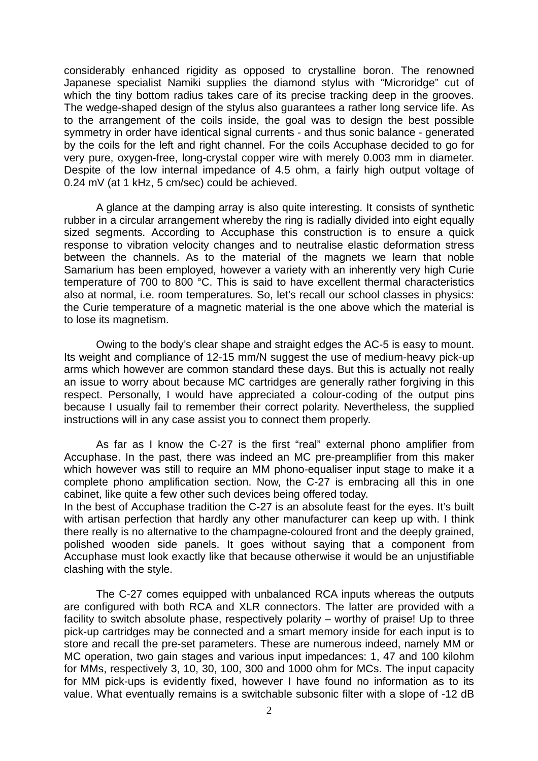considerably enhanced rigidity as opposed to crystalline boron. The renowned Japanese specialist Namiki supplies the diamond stylus with “Microridge” cut of which the tiny bottom radius takes care of its precise tracking deep in the grooves. The wedge-shaped design of the stylus also guarantees a rather long service life. As to the arrangement of the coils inside, the goal was to design the best possible symmetry in order have identical signal currents - and thus sonic balance - generated by the coils for the left and right channel. For the coils Accuphase decided to go for very pure, oxygen-free, long-crystal copper wire with merely 0.003 mm in diameter. Despite of the low internal impedance of 4.5 ohm, a fairly high output voltage of 0.24 mV (at 1 kHz, 5 cm/sec) could be achieved.

A glance at the damping array is also quite interesting. It consists of synthetic rubber in a circular arrangement whereby the ring is radially divided into eight equally sized segments. According to Accuphase this construction is to ensure a quick response to vibration velocity changes and to neutralise elastic deformation stress between the channels. As to the material of the magnets we learn that noble Samarium has been employed, however a variety with an inherently very high Curie temperature of 700 to 800 °C. This is said to have excellent thermal characteristics also at normal, i.e. room temperatures. So, let’s recall our school classes in physics: the Curie temperature of a magnetic material is the one above which the material is to lose its magnetism.

Owing to the body’s clear shape and straight edges the AC-5 is easy to mount. Its weight and compliance of 12-15 mm/N suggest the use of medium-heavy pick-up arms which however are common standard these days. But this is actually not really an issue to worry about because MC cartridges are generally rather forgiving in this respect. Personally, I would have appreciated a colour-coding of the output pins because I usually fail to remember their correct polarity. Nevertheless, the supplied instructions will in any case assist you to connect them properly.

As far as I know the C-27 is the first “real” external phono amplifier from Accuphase. In the past, there was indeed an MC pre-preamplifier from this maker which however was still to require an MM phono-equaliser input stage to make it a complete phono amplification section. Now, the C-27 is embracing all this in one cabinet, like quite a few other such devices being offered today.
In the best of Accuphase tradition the C-27 is an absolute feast for the eyes. It’s built with artisan perfection that hardly any other manufacturer can keep up with. I think there really is no alternative to the champagne-coloured front and the deeply grained, polished wooden side panels. It goes without saying that a component from Accuphase must look exactly like that because otherwise it would be an unjustifiable clashing with the style.

The C-27 comes equipped with unbalanced RCA inputs whereas the outputs are configured with both RCA and XLR connectors. The latter are provided with a facility to switch absolute phase, respectively polarity – worthy of praise! Up to three pick-up cartridges may be connected and a smart memory inside for each input is to store and recall the pre-set parameters. These are numerous indeed, namely MM or MC operation, two gain stages and various input impedances: 1, 47 and 100 kilohm for MMs, respectively 3, 10, 30, 100, 300 and 1000 ohm for MCs. The input capacity for MM pick-ups is evidently fixed, however I have found no information as to its value. What eventually remains is a switchable subsonic filter with a slope of -12 dB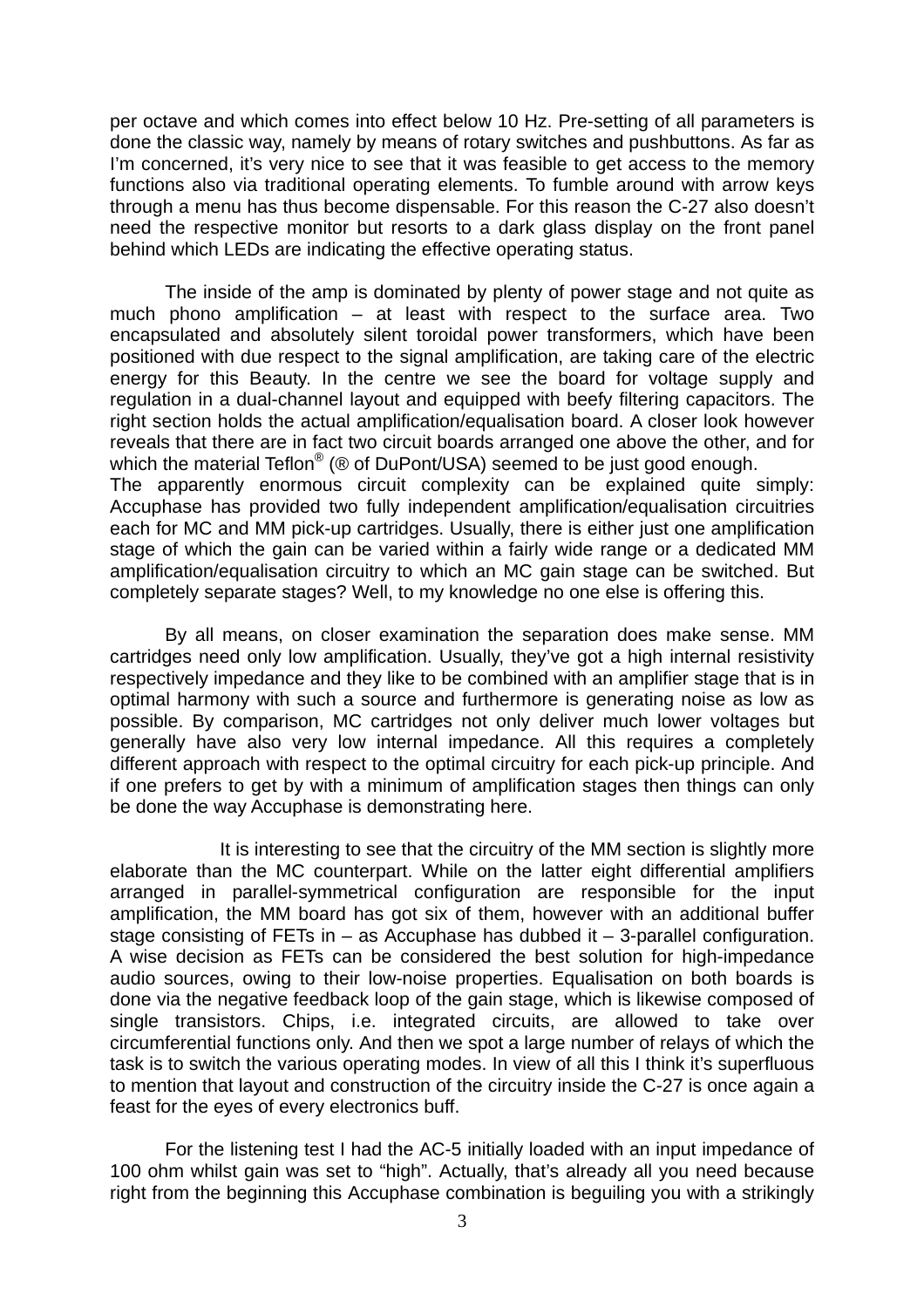per octave and which comes into effect below 10 Hz. Pre-setting of all parameters is done the classic way, namely by means of rotary switches and pushbuttons. As far as I'm concerned, it's very nice to see that it was feasible to get access to the memory functions also via traditional operating elements. To fumble around with arrow keys through a menu has thus become dispensable. For this reason the C-27 also doesn't need the respective monitor but resorts to a dark glass display on the front panel behind which LEDs are indicating the effective operating status.

The inside of the amp is dominated by plenty of power stage and not quite as much phono amplification – at least with respect to the surface area. Two encapsulated and absolutely silent toroidal power transformers, which have been positioned with due respect to the signal amplification, are taking care of the electric energy for this Beauty. In the centre we see the board for voltage supply and regulation in a dual-channel layout and equipped with beefy filtering capacitors. The right section holds the actual amplification/equalisation board. A closer look however reveals that there are in fact two circuit boards arranged one above the other, and for which the material Teflon® (® of DuPont/USA) seemed to be just good enough.

The apparently enormous circuit complexity can be explained quite simply: Accuphase has provided two fully independent amplification/equalisation circuitries each for MC and MM pick-up cartridges. Usually, there is either just one amplification stage of which the gain can be varied within a fairly wide range or a dedicated MM amplification/equalisation circuitry to which an MC gain stage can be switched. But completely separate stages? Well, to my knowledge no one else is offering this.

By all means, on closer examination the separation does make sense. MM cartridges need only low amplification. Usually, they've got a high internal resistivity respectively impedance and they like to be combined with an amplifier stage that is in optimal harmony with such a source and furthermore is generating noise as low as possible. By comparison, MC cartridges not only deliver much lower voltages but generally have also very low internal impedance. All this requires a completely different approach with respect to the optimal circuitry for each pick-up principle. And if one prefers to get by with a minimum of amplification stages then things can only be done the way Accuphase is demonstrating here.

It is interesting to see that the circuitry of the MM section is slightly more elaborate than the MC counterpart. While on the latter eight differential amplifiers arranged in parallel-symmetrical configuration are responsible for the input amplification, the MM board has got six of them, however with an additional buffer stage consisting of FETs in – as Accuphase has dubbed it – 3-parallel configuration. A wise decision as FETs can be considered the best solution for high-impedance audio sources, owing to their low-noise properties. Equalisation on both boards is done via the negative feedback loop of the gain stage, which is likewise composed of single transistors. Chips, i.e. integrated circuits, are allowed to take over circumferential functions only. And then we spot a large number of relays of which the task is to switch the various operating modes. In view of all this I think it's superfluous to mention that layout and construction of the circuitry inside the C-27 is once again a feast for the eyes of every electronics buff.

For the listening test I had the AC-5 initially loaded with an input impedance of 100 ohm whilst gain was set to "high". Actually, that's already all you need because right from the beginning this Accuphase combination is beguiling you with a strikingly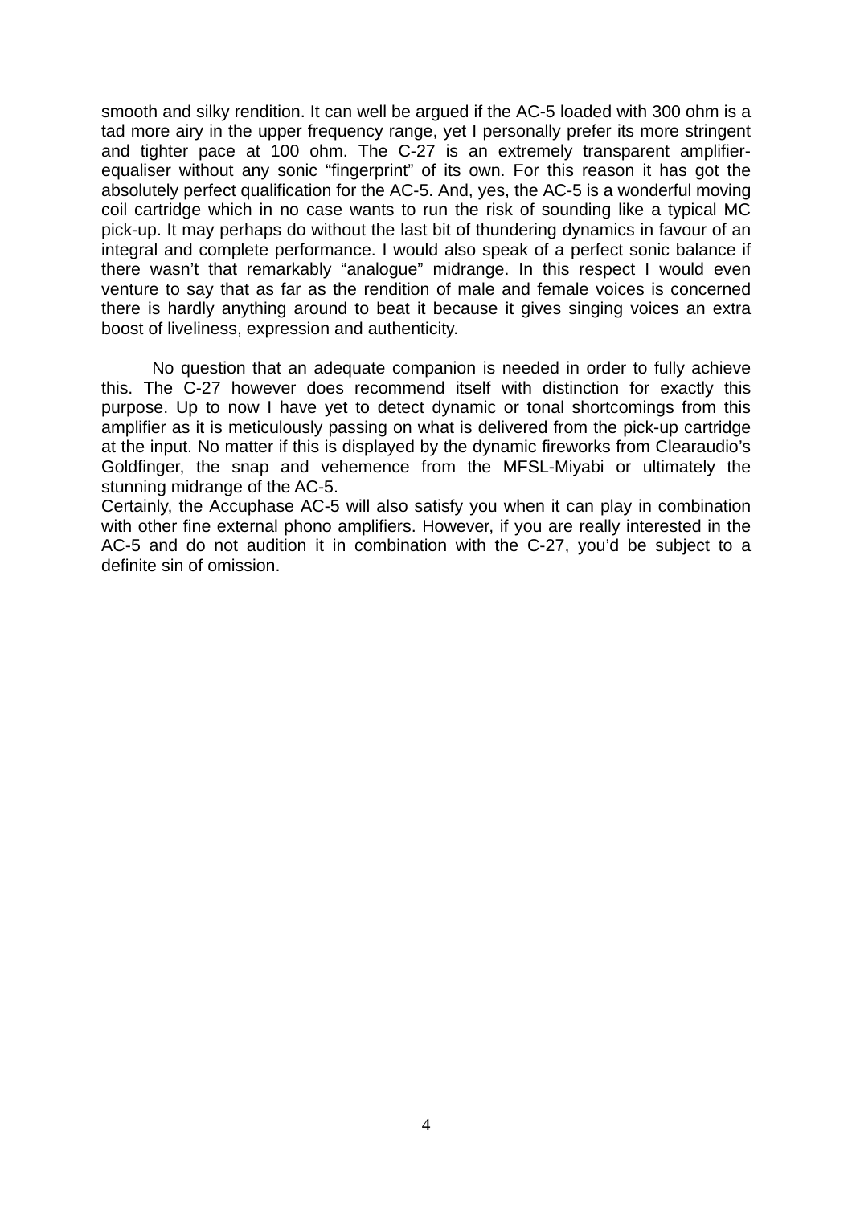smooth and silky rendition. It can well be argued if the AC-5 loaded with 300 ohm is a tad more airy in the upper frequency range, yet I personally prefer its more stringent and tighter pace at 100 ohm. The C-27 is an extremely transparent amplifier-equaliser without any sonic "fingerprint" of its own. For this reason it has got the absolutely perfect qualification for the AC-5. And, yes, the AC-5 is a wonderful moving coil cartridge which in no case wants to run the risk of sounding like a typical MC pick-up. It may perhaps do without the last bit of thundering dynamics in favour of an integral and complete performance. I would also speak of a perfect sonic balance if there wasn't that remarkably "analogue" midrange. In this respect I would even venture to say that as far as the rendition of male and female voices is concerned there is hardly anything around to beat it because it gives singing voices an extra boost of liveliness, expression and authenticity.

No question that an adequate companion is needed in order to fully achieve this. The C-27 however does recommend itself with distinction for exactly this purpose. Up to now I have yet to detect dynamic or tonal shortcomings from this amplifier as it is meticulously passing on what is delivered from the pick-up cartridge at the input. No matter if this is displayed by the dynamic fireworks from Clearaudio's Goldfinger, the snap and vehemence from the MFSL-Miyabi or ultimately the stunning midrange of the AC-5.

Certainly, the Accuphase AC-5 will also satisfy you when it can play in combination with other fine external phono amplifiers. However, if you are really interested in the AC-5 and do not audition it in combination with the C-27, you'd be subject to a definite sin of omission.